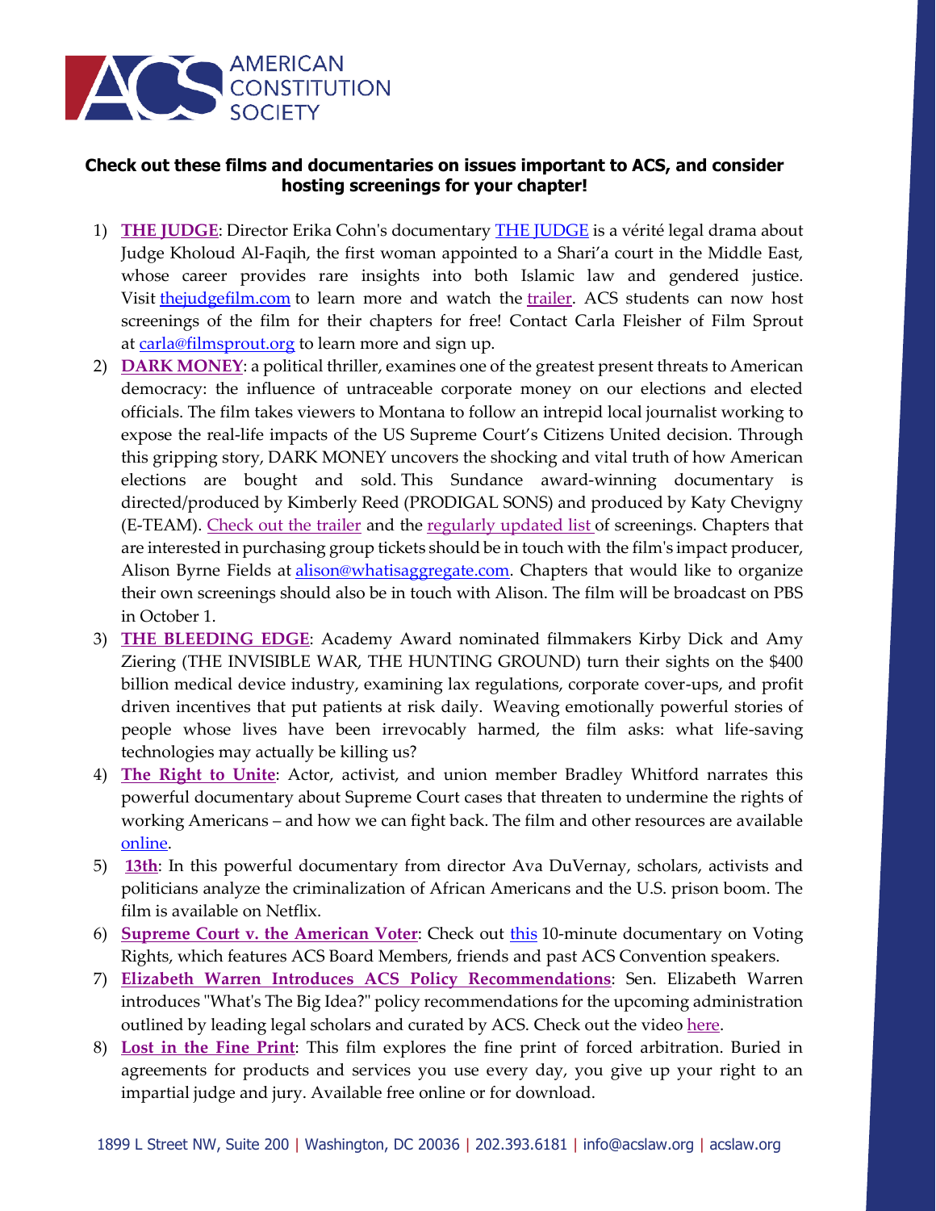# AMERICAN CONSTITUTION SOCIETY

**Check out these films and documentaries on issues important to ACS, and consider hosting screenings for your chapter!**

1) **THE JUDGE**: Director Erika Cohn's documentary THE JUDGE is a vérité legal drama about Judge Kholoud Al-Faqih, the first woman appointed to a Shari'a court in the Middle East, whose career provides rare insights into both Islamic law and gendered justice. Visit thejudgefilm.com to learn more and watch the trailer. ACS students can now host screenings of the film for their chapters for free! Contact Carla Fleisher of Film Sprout at carla@filmsprout.org to learn more and sign up.
2) **DARK MONEY**: a political thriller, examines one of the greatest present threats to American democracy: the influence of untraceable corporate money on our elections and elected officials. The film takes viewers to Montana to follow an intrepid local journalist working to expose the real-life impacts of the US Supreme Court's Citizens United decision. Through this gripping story, DARK MONEY uncovers the shocking and vital truth of how American elections are bought and sold. This Sundance award-winning documentary is directed/produced by Kimberly Reed (PRODIGAL SONS) and produced by Katy Chevigny (E-TEAM). Check out the trailer and the regularly updated list of screenings. Chapters that are interested in purchasing group tickets should be in touch with the film's impact producer, Alison Byrne Fields at alison@whatisaggregate.com. Chapters that would like to organize their own screenings should also be in touch with Alison. The film will be broadcast on PBS in October 1.
3) **THE BLEEDING EDGE**: Academy Award nominated filmmakers Kirby Dick and Amy Ziering (THE INVISIBLE WAR, THE HUNTING GROUND) turn their sights on the $400 billion medical device industry, examining lax regulations, corporate cover-ups, and profit driven incentives that put patients at risk daily. Weaving emotionally powerful stories of people whose lives have been irrevocably harmed, the film asks: what life-saving technologies may actually be killing us?
4) **The Right to Unite**: Actor, activist, and union member Bradley Whitford narrates this powerful documentary about Supreme Court cases that threaten to undermine the rights of working Americans – and how we can fight back. The film and other resources are available online.
5) **13th**: In this powerful documentary from director Ava DuVernay, scholars, activists and politicians analyze the criminalization of African Americans and the U.S. prison boom. The film is available on Netflix.
6) **Supreme Court v. the American Voter**: Check out this 10-minute documentary on Voting Rights, which features ACS Board Members, friends and past ACS Convention speakers.
7) **Elizabeth Warren Introduces ACS Policy Recommendations**: Sen. Elizabeth Warren introduces "What's The Big Idea?" policy recommendations for the upcoming administration outlined by leading legal scholars and curated by ACS. Check out the video here.
8) **Lost in the Fine Print**: This film explores the fine print of forced arbitration. Buried in agreements for products and services you use every day, you give up your right to an impartial judge and jury. Available free online or for download.

1899 L Street NW, Suite 200 | Washington, DC 20036 | 202.393.6181 | info@acslaw.org | acslaw.org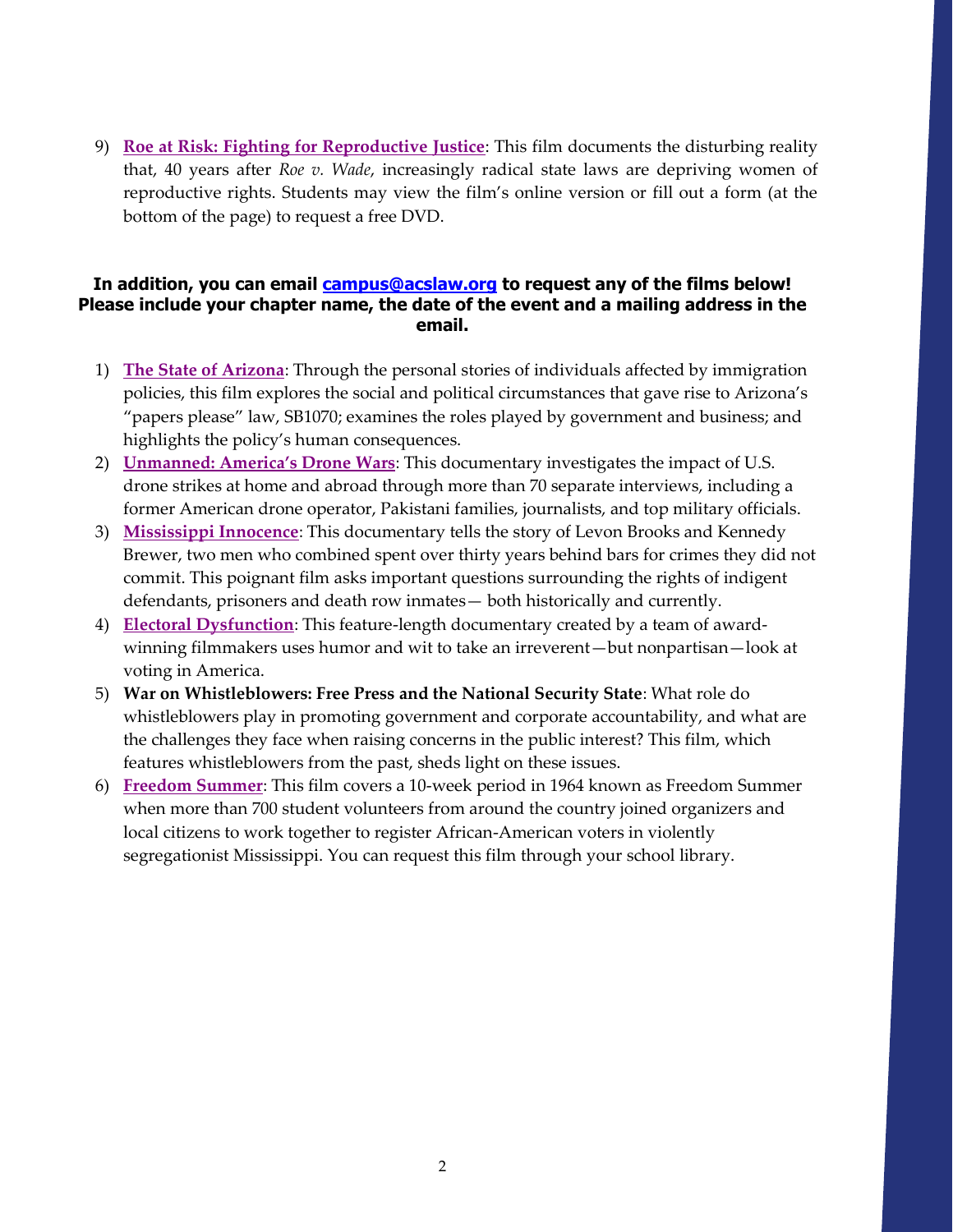9) **Roe at Risk: Fighting for Reproductive Justice**: This film documents the disturbing reality that, 40 years after *Roe v. Wade*, increasingly radical state laws are depriving women of reproductive rights. Students may view the film's online version or fill out a form (at the bottom of the page) to request a free DVD.

**In addition, you can email campus@acslaw.org to request any of the films below! Please include your chapter name, the date of the event and a mailing address in the email.**

1) **The State of Arizona**: Through the personal stories of individuals affected by immigration policies, this film explores the social and political circumstances that gave rise to Arizona's "papers please" law, SB1070; examines the roles played by government and business; and highlights the policy's human consequences.
2) **Unmanned: America's Drone Wars**: This documentary investigates the impact of U.S. drone strikes at home and abroad through more than 70 separate interviews, including a former American drone operator, Pakistani families, journalists, and top military officials.
3) **Mississippi Innocence**: This documentary tells the story of Levon Brooks and Kennedy Brewer, two men who combined spent over thirty years behind bars for crimes they did not commit. This poignant film asks important questions surrounding the rights of indigent defendants, prisoners and death row inmates— both historically and currently.
4) **Electoral Dysfunction**: This feature-length documentary created by a team of award-winning filmmakers uses humor and wit to take an irreverent—but nonpartisan—look at voting in America.
5) **War on Whistleblowers: Free Press and the National Security State**: What role do whistleblowers play in promoting government and corporate accountability, and what are the challenges they face when raising concerns in the public interest? This film, which features whistleblowers from the past, sheds light on these issues.
6) **Freedom Summer**: This film covers a 10-week period in 1964 known as Freedom Summer when more than 700 student volunteers from around the country joined organizers and local citizens to work together to register African-American voters in violently segregationist Mississippi. You can request this film through your school library.